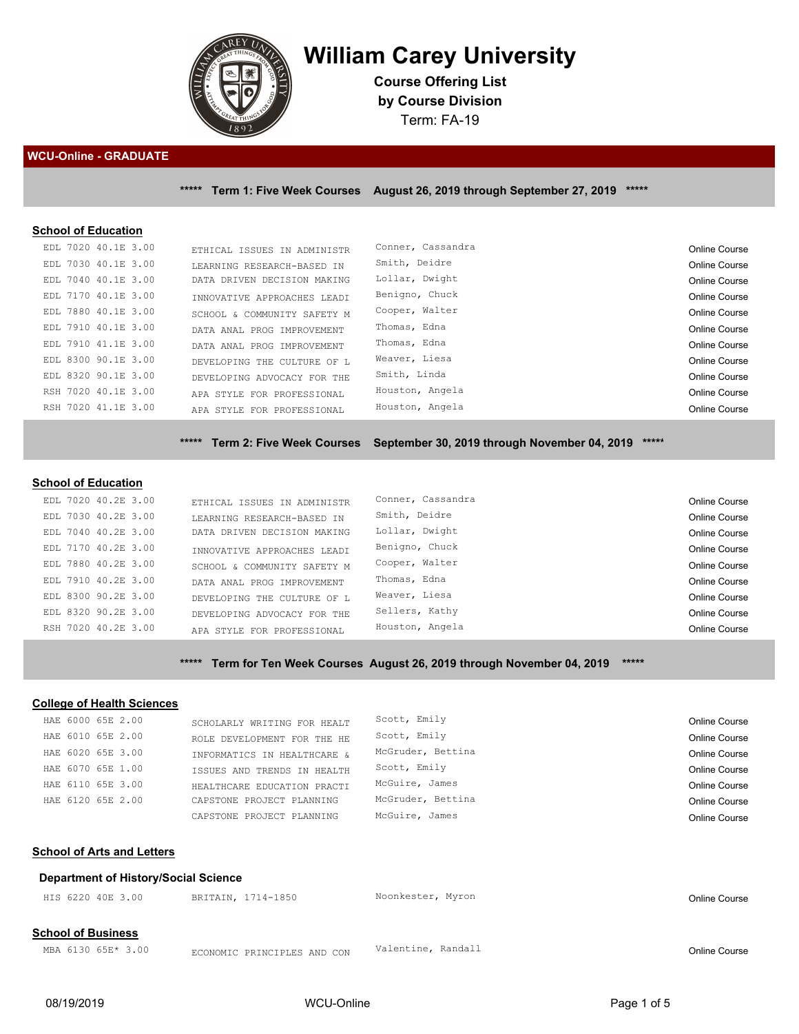# William Carey University

**Course Offering List**
**by Course Division**
Term: FA-19

## WCU-Online - GRADUATE

**\*\*\*\*\* Term 1: Five Week Courses August 26, 2019 through September 27, 2019 \*\*\*\*\***

### School of Education

| Course | Title | Instructor | Location |
|---|---|---|---|
| EDL 7020 40.1E 3.00 | ETHICAL ISSUES IN ADMINISTR | Conner, Cassandra | Online Course |
| EDL 7030 40.1E 3.00 | LEARNING RESEARCH-BASED IN | Smith, Deidre | Online Course |
| EDL 7040 40.1E 3.00 | DATA DRIVEN DECISION MAKING | Lollar, Dwight | Online Course |
| EDL 7170 40.1E 3.00 | INNOVATIVE APPROACHES LEADI | Benigno, Chuck | Online Course |
| EDL 7880 40.1E 3.00 | SCHOOL & COMMUNITY SAFETY M | Cooper, Walter | Online Course |
| EDL 7910 40.1E 3.00 | DATA ANAL PROG IMPROVEMENT | Thomas, Edna | Online Course |
| EDL 7910 41.1E 3.00 | DATA ANAL PROG IMPROVEMENT | Thomas, Edna | Online Course |
| EDL 8300 90.1E 3.00 | DEVELOPING THE CULTURE OF L | Weaver, Liesa | Online Course |
| EDL 8320 90.1E 3.00 | DEVELOPING ADVOCACY FOR THE | Smith, Linda | Online Course |
| RSH 7020 40.1E 3.00 | APA STYLE FOR PROFESSIONAL | Houston, Angela | Online Course |
| RSH 7020 41.1E 3.00 | APA STYLE FOR PROFESSIONAL | Houston, Angela | Online Course |

**\*\*\*\*\* Term 2: Five Week Courses September 30, 2019 through November 04, 2019 \*\*\*\*\***

### School of Education

| Course | Title | Instructor | Location |
|---|---|---|---|
| EDL 7020 40.2E 3.00 | ETHICAL ISSUES IN ADMINISTR | Conner, Cassandra | Online Course |
| EDL 7030 40.2E 3.00 | LEARNING RESEARCH-BASED IN | Smith, Deidre | Online Course |
| EDL 7040 40.2E 3.00 | DATA DRIVEN DECISION MAKING | Lollar, Dwight | Online Course |
| EDL 7170 40.2E 3.00 | INNOVATIVE APPROACHES LEADI | Benigno, Chuck | Online Course |
| EDL 7880 40.2E 3.00 | SCHOOL & COMMUNITY SAFETY M | Cooper, Walter | Online Course |
| EDL 7910 40.2E 3.00 | DATA ANAL PROG IMPROVEMENT | Thomas, Edna | Online Course |
| EDL 8300 90.2E 3.00 | DEVELOPING THE CULTURE OF L | Weaver, Liesa | Online Course |
| EDL 8320 90.2E 3.00 | DEVELOPING ADVOCACY FOR THE | Sellers, Kathy | Online Course |
| RSH 7020 40.2E 3.00 | APA STYLE FOR PROFESSIONAL | Houston, Angela | Online Course |

**\*\*\*\*\* Term for Ten Week Courses August 26, 2019 through November 04, 2019 \*\*\*\*\***

### College of Health Sciences

| Course | Title | Instructor | Location |
|---|---|---|---|
| HAE 6000 65E 2.00 | SCHOLARLY WRITING FOR HEALT | Scott, Emily | Online Course |
| HAE 6010 65E 2.00 | ROLE DEVELOPMENT FOR THE HE | Scott, Emily | Online Course |
| HAE 6020 65E 3.00 | INFORMATICS IN HEALTHCARE & | McGruder, Bettina | Online Course |
| HAE 6070 65E 1.00 | ISSUES AND TRENDS IN HEALTH | Scott, Emily | Online Course |
| HAE 6110 65E 3.00 | HEALTHCARE EDUCATION PRACTI | McGuire, James | Online Course |
| HAE 6120 65E 2.00 | CAPSTONE PROJECT PLANNING | McGruder, Bettina | Online Course |
| | CAPSTONE PROJECT PLANNING | McGuire, James | Online Course |

### School of Arts and Letters

#### Department of History/Social Science

| Course | Title | Instructor | Location |
|---|---|---|---|
| HIS 6220 40E 3.00 | BRITAIN, 1714-1850 | Noonkester, Myron | Online Course |

### School of Business

| Course | Title | Instructor | Location |
|---|---|---|---|
| MBA 6130 65E* 3.00 | ECONOMIC PRINCIPLES AND CON | Valentine, Randall | Online Course |

08/19/2019 WCU-Online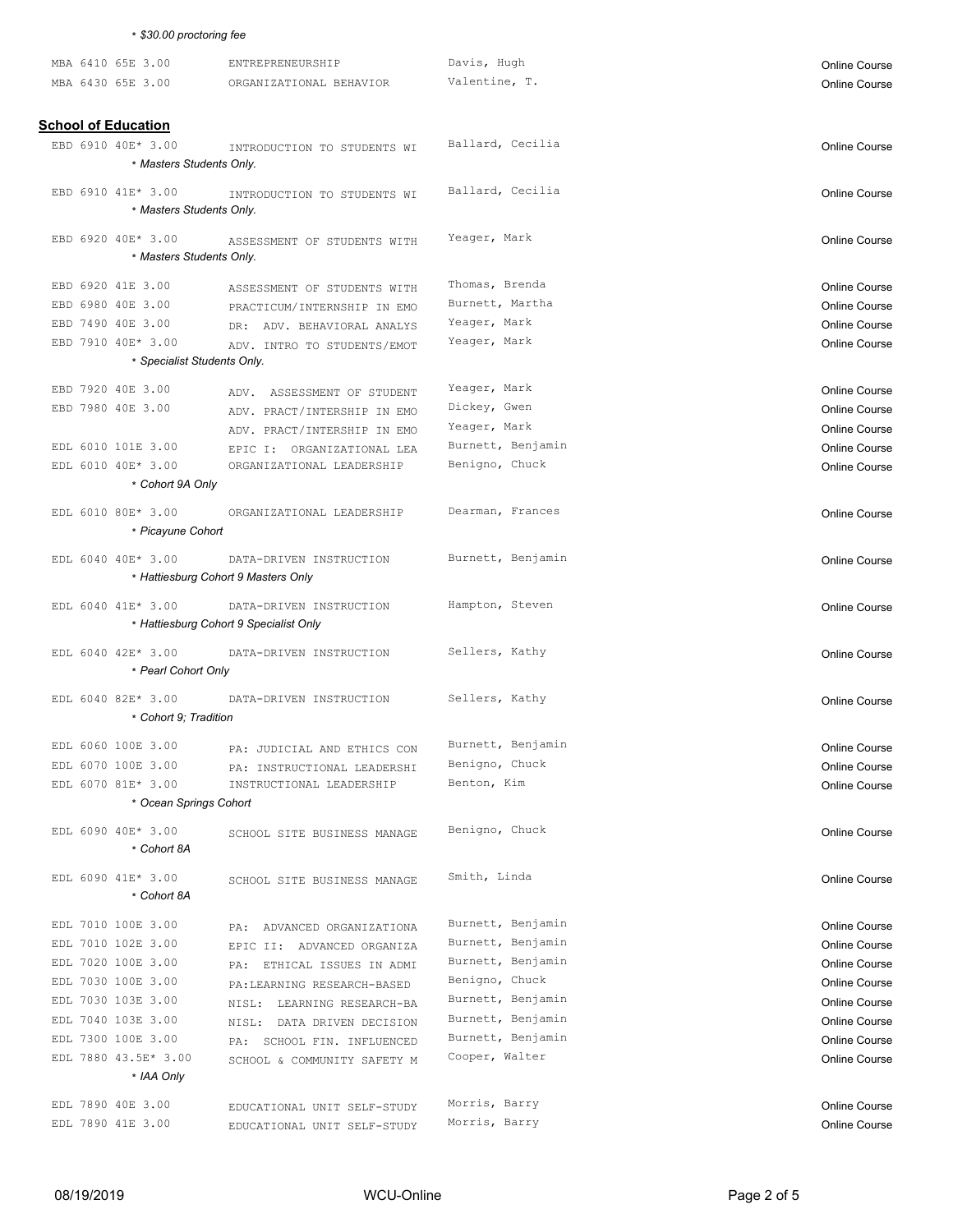* *$30.00 proctoring fee*

| Course | Title | Instructor | Type |
|---|---|---|---|
| MBA 6410 65E 3.00 | ENTREPRENEURSHIP | Davis, Hugh | Online Course |
| MBA 6430 65E 3.00 | ORGANIZATIONAL BEHAVIOR | Valentine, T. | Online Course |

**School of Education**

| Course | Title | Instructor | Type |
|---|---|---|---|
| EBD 6910 40E* 3.00 | INTRODUCTION TO STUDENTS WI | Ballard, Cecilia | Online Course |
| * *Masters Students Only.* | | | |
| EBD 6910 41E* 3.00 | INTRODUCTION TO STUDENTS WI | Ballard, Cecilia | Online Course |
| * *Masters Students Only.* | | | |
| EBD 6920 40E* 3.00 | ASSESSMENT OF STUDENTS WITH | Yeager, Mark | Online Course |
| * *Masters Students Only.* | | | |
| EBD 6920 41E 3.00 | ASSESSMENT OF STUDENTS WITH | Thomas, Brenda | Online Course |
| EBD 6980 40E 3.00 | PRACTICUM/INTERNSHIP IN EMO | Burnett, Martha | Online Course |
| EBD 7490 40E 3.00 | DR: ADV. BEHAVIORAL ANALYS | Yeager, Mark | Online Course |
| EBD 7910 40E* 3.00 | ADV. INTRO TO STUDENTS/EMOT | Yeager, Mark | Online Course |
| * *Specialist Students Only.* | | | |
| EBD 7920 40E 3.00 | ADV. ASSESSMENT OF STUDENT | Yeager, Mark | Online Course |
| EBD 7980 40E 3.00 | ADV. PRACT/INTERSHIP IN EMO | Dickey, Gwen | Online Course |
| | ADV. PRACT/INTERSHIP IN EMO | Yeager, Mark | Online Course |
| EDL 6010 101E 3.00 | EPIC I: ORGANIZATIONAL LEA | Burnett, Benjamin | Online Course |
| EDL 6010 40E* 3.00 | ORGANIZATIONAL LEADERSHIP | Benigno, Chuck | Online Course |
| * *Cohort 9A Only* | | | |
| EDL 6010 80E* 3.00 | ORGANIZATIONAL LEADERSHIP | Dearman, Frances | Online Course |
| * *Picayune Cohort* | | | |
| EDL 6040 40E* 3.00 | DATA-DRIVEN INSTRUCTION | Burnett, Benjamin | Online Course |
| * *Hattiesburg Cohort 9 Masters Only* | | | |
| EDL 6040 41E* 3.00 | DATA-DRIVEN INSTRUCTION | Hampton, Steven | Online Course |
| * *Hattiesburg Cohort 9 Specialist Only* | | | |
| EDL 6040 42E* 3.00 | DATA-DRIVEN INSTRUCTION | Sellers, Kathy | Online Course |
| * *Pearl Cohort Only* | | | |
| EDL 6040 82E* 3.00 | DATA-DRIVEN INSTRUCTION | Sellers, Kathy | Online Course |
| * *Cohort 9; Tradition* | | | |
| EDL 6060 100E 3.00 | PA: JUDICIAL AND ETHICS CON | Burnett, Benjamin | Online Course |
| EDL 6070 100E 3.00 | PA: INSTRUCTIONAL LEADERSHI | Benigno, Chuck | Online Course |
| EDL 6070 81E* 3.00 | INSTRUCTIONAL LEADERSHIP | Benton, Kim | Online Course |
| * *Ocean Springs Cohort* | | | |
| EDL 6090 40E* 3.00 | SCHOOL SITE BUSINESS MANAGE | Benigno, Chuck | Online Course |
| * *Cohort 8A* | | | |
| EDL 6090 41E* 3.00 | SCHOOL SITE BUSINESS MANAGE | Smith, Linda | Online Course |
| * *Cohort 8A* | | | |
| EDL 7010 100E 3.00 | PA: ADVANCED ORGANIZATIONA | Burnett, Benjamin | Online Course |
| EDL 7010 102E 3.00 | EPIC II: ADVANCED ORGANIZA | Burnett, Benjamin | Online Course |
| EDL 7020 100E 3.00 | PA: ETHICAL ISSUES IN ADMI | Burnett, Benjamin | Online Course |
| EDL 7030 100E 3.00 | PA:LEARNING RESEARCH-BASED | Benigno, Chuck | Online Course |
| EDL 7030 103E 3.00 | NISL: LEARNING RESEARCH-BA | Burnett, Benjamin | Online Course |
| EDL 7040 103E 3.00 | NISL: DATA DRIVEN DECISION | Burnett, Benjamin | Online Course |
| EDL 7300 100E 3.00 | PA: SCHOOL FIN. INFLUENCED | Burnett, Benjamin | Online Course |
| EDL 7880 43.5E* 3.00 | SCHOOL & COMMUNITY SAFETY M | Cooper, Walter | Online Course |
| * *IAA Only* | | | |
| EDL 7890 40E 3.00 | EDUCATIONAL UNIT SELF-STUDY | Morris, Barry | Online Course |
| EDL 7890 41E 3.00 | EDUCATIONAL UNIT SELF-STUDY | Morris, Barry | Online Course |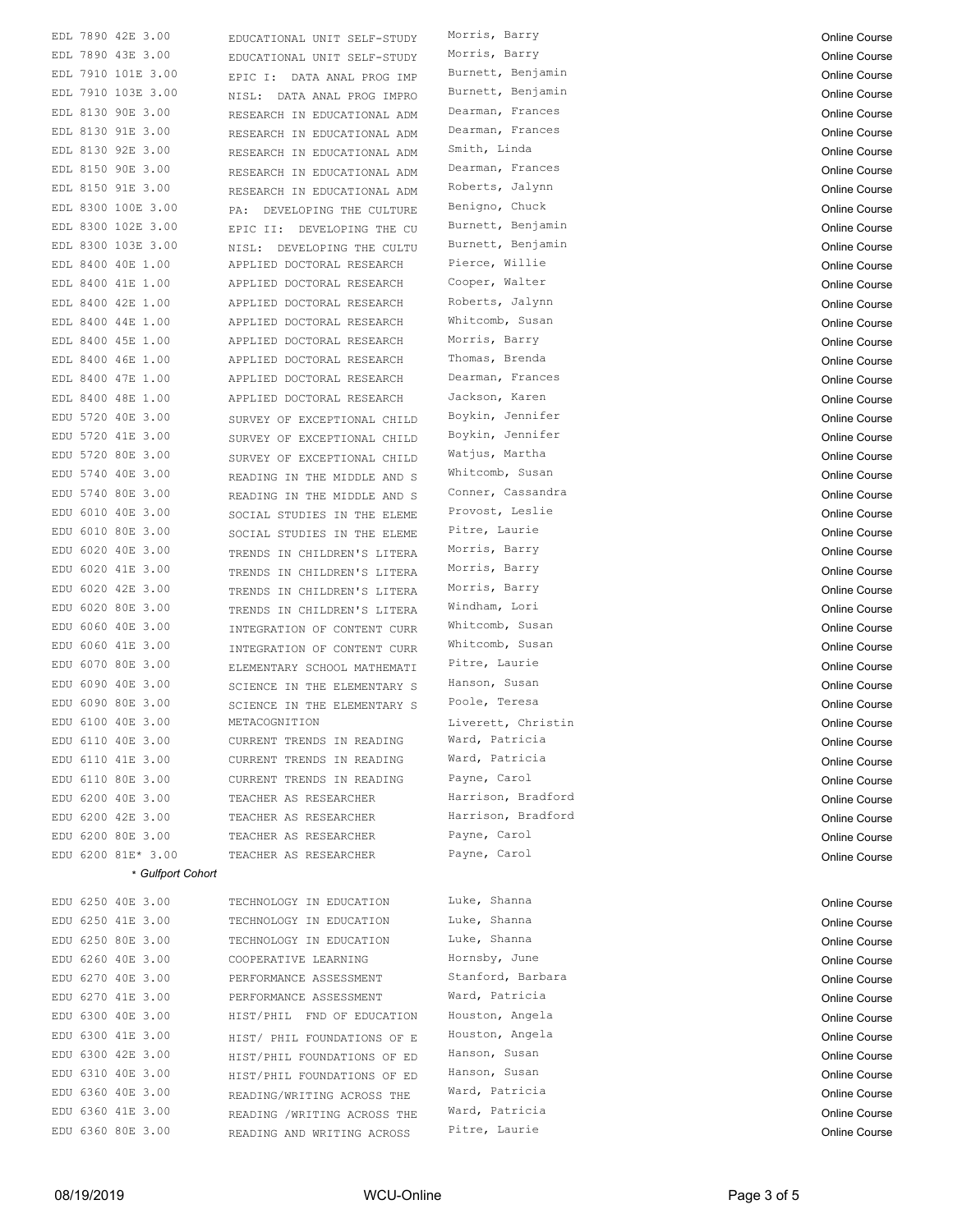| Course | Title | Instructor | Type |
|---|---|---|---|
| EDL 7890 42E 3.00 | EDUCATIONAL UNIT SELF-STUDY | Morris, Barry | Online Course |
| EDL 7890 43E 3.00 | EDUCATIONAL UNIT SELF-STUDY | Morris, Barry | Online Course |
| EDL 7910 101E 3.00 | EPIC I: DATA ANAL PROG IMP | Burnett, Benjamin | Online Course |
| EDL 7910 103E 3.00 | NISL: DATA ANAL PROG IMPRO | Burnett, Benjamin | Online Course |
| EDL 8130 90E 3.00 | RESEARCH IN EDUCATIONAL ADM | Dearman, Frances | Online Course |
| EDL 8130 91E 3.00 | RESEARCH IN EDUCATIONAL ADM | Dearman, Frances | Online Course |
| EDL 8130 92E 3.00 | RESEARCH IN EDUCATIONAL ADM | Smith, Linda | Online Course |
| EDL 8150 90E 3.00 | RESEARCH IN EDUCATIONAL ADM | Dearman, Frances | Online Course |
| EDL 8150 91E 3.00 | RESEARCH IN EDUCATIONAL ADM | Roberts, Jalynn | Online Course |
| EDL 8300 100E 3.00 | PA: DEVELOPING THE CULTURE | Benigno, Chuck | Online Course |
| EDL 8300 102E 3.00 | EPIC II: DEVELOPING THE CU | Burnett, Benjamin | Online Course |
| EDL 8300 103E 3.00 | NISL: DEVELOPING THE CULTU | Burnett, Benjamin | Online Course |
| EDL 8400 40E 1.00 | APPLIED DOCTORAL RESEARCH | Pierce, Willie | Online Course |
| EDL 8400 41E 1.00 | APPLIED DOCTORAL RESEARCH | Cooper, Walter | Online Course |
| EDL 8400 42E 1.00 | APPLIED DOCTORAL RESEARCH | Roberts, Jalynn | Online Course |
| EDL 8400 44E 1.00 | APPLIED DOCTORAL RESEARCH | Whitcomb, Susan | Online Course |
| EDL 8400 45E 1.00 | APPLIED DOCTORAL RESEARCH | Morris, Barry | Online Course |
| EDL 8400 46E 1.00 | APPLIED DOCTORAL RESEARCH | Thomas, Brenda | Online Course |
| EDL 8400 47E 1.00 | APPLIED DOCTORAL RESEARCH | Dearman, Frances | Online Course |
| EDL 8400 48E 1.00 | APPLIED DOCTORAL RESEARCH | Jackson, Karen | Online Course |
| EDU 5720 40E 3.00 | SURVEY OF EXCEPTIONAL CHILD | Boykin, Jennifer | Online Course |
| EDU 5720 41E 3.00 | SURVEY OF EXCEPTIONAL CHILD | Boykin, Jennifer | Online Course |
| EDU 5720 80E 3.00 | SURVEY OF EXCEPTIONAL CHILD | Watjus, Martha | Online Course |
| EDU 5740 40E 3.00 | READING IN THE MIDDLE AND S | Whitcomb, Susan | Online Course |
| EDU 5740 80E 3.00 | READING IN THE MIDDLE AND S | Conner, Cassandra | Online Course |
| EDU 6010 40E 3.00 | SOCIAL STUDIES IN THE ELEME | Provost, Leslie | Online Course |
| EDU 6010 80E 3.00 | SOCIAL STUDIES IN THE ELEME | Pitre, Laurie | Online Course |
| EDU 6020 40E 3.00 | TRENDS IN CHILDREN'S LITERA | Morris, Barry | Online Course |
| EDU 6020 41E 3.00 | TRENDS IN CHILDREN'S LITERA | Morris, Barry | Online Course |
| EDU 6020 42E 3.00 | TRENDS IN CHILDREN'S LITERA | Morris, Barry | Online Course |
| EDU 6020 80E 3.00 | TRENDS IN CHILDREN'S LITERA | Windham, Lori | Online Course |
| EDU 6060 40E 3.00 | INTEGRATION OF CONTENT CURR | Whitcomb, Susan | Online Course |
| EDU 6060 41E 3.00 | INTEGRATION OF CONTENT CURR | Whitcomb, Susan | Online Course |
| EDU 6070 80E 3.00 | ELEMENTARY SCHOOL MATHEMATI | Pitre, Laurie | Online Course |
| EDU 6090 40E 3.00 | SCIENCE IN THE ELEMENTARY S | Hanson, Susan | Online Course |
| EDU 6090 80E 3.00 | SCIENCE IN THE ELEMENTARY S | Poole, Teresa | Online Course |
| EDU 6100 40E 3.00 | METACOGNITION | Liverett, Christin | Online Course |
| EDU 6110 40E 3.00 | CURRENT TRENDS IN READING | Ward, Patricia | Online Course |
| EDU 6110 41E 3.00 | CURRENT TRENDS IN READING | Ward, Patricia | Online Course |
| EDU 6110 80E 3.00 | CURRENT TRENDS IN READING | Payne, Carol | Online Course |
| EDU 6200 40E 3.00 | TEACHER AS RESEARCHER | Harrison, Bradford | Online Course |
| EDU 6200 42E 3.00 | TEACHER AS RESEARCHER | Harrison, Bradford | Online Course |
| EDU 6200 80E 3.00 | TEACHER AS RESEARCHER | Payne, Carol | Online Course |
| EDU 6200 81E* 3.00 | TEACHER AS RESEARCHER | Payne, Carol | Online Course |

*\* Gulfport Cohort*

| Course | Title | Instructor | Type |
|---|---|---|---|
| EDU 6250 40E 3.00 | TECHNOLOGY IN EDUCATION | Luke, Shanna | Online Course |
| EDU 6250 41E 3.00 | TECHNOLOGY IN EDUCATION | Luke, Shanna | Online Course |
| EDU 6250 80E 3.00 | TECHNOLOGY IN EDUCATION | Luke, Shanna | Online Course |
| EDU 6260 40E 3.00 | COOPERATIVE LEARNING | Hornsby, June | Online Course |
| EDU 6270 40E 3.00 | PERFORMANCE ASSESSMENT | Stanford, Barbara | Online Course |
| EDU 6270 41E 3.00 | PERFORMANCE ASSESSMENT | Ward, Patricia | Online Course |
| EDU 6300 40E 3.00 | HIST/PHIL FND OF EDUCATION | Houston, Angela | Online Course |
| EDU 6300 41E 3.00 | HIST/ PHIL FOUNDATIONS OF E | Houston, Angela | Online Course |
| EDU 6300 42E 3.00 | HIST/PHIL FOUNDATIONS OF ED | Hanson, Susan | Online Course |
| EDU 6310 40E 3.00 | HIST/PHIL FOUNDATIONS OF ED | Hanson, Susan | Online Course |
| EDU 6360 40E 3.00 | READING/WRITING ACROSS THE | Ward, Patricia | Online Course |
| EDU 6360 41E 3.00 | READING /WRITING ACROSS THE | Ward, Patricia | Online Course |
| EDU 6360 80E 3.00 | READING AND WRITING ACROSS | Pitre, Laurie | Online Course |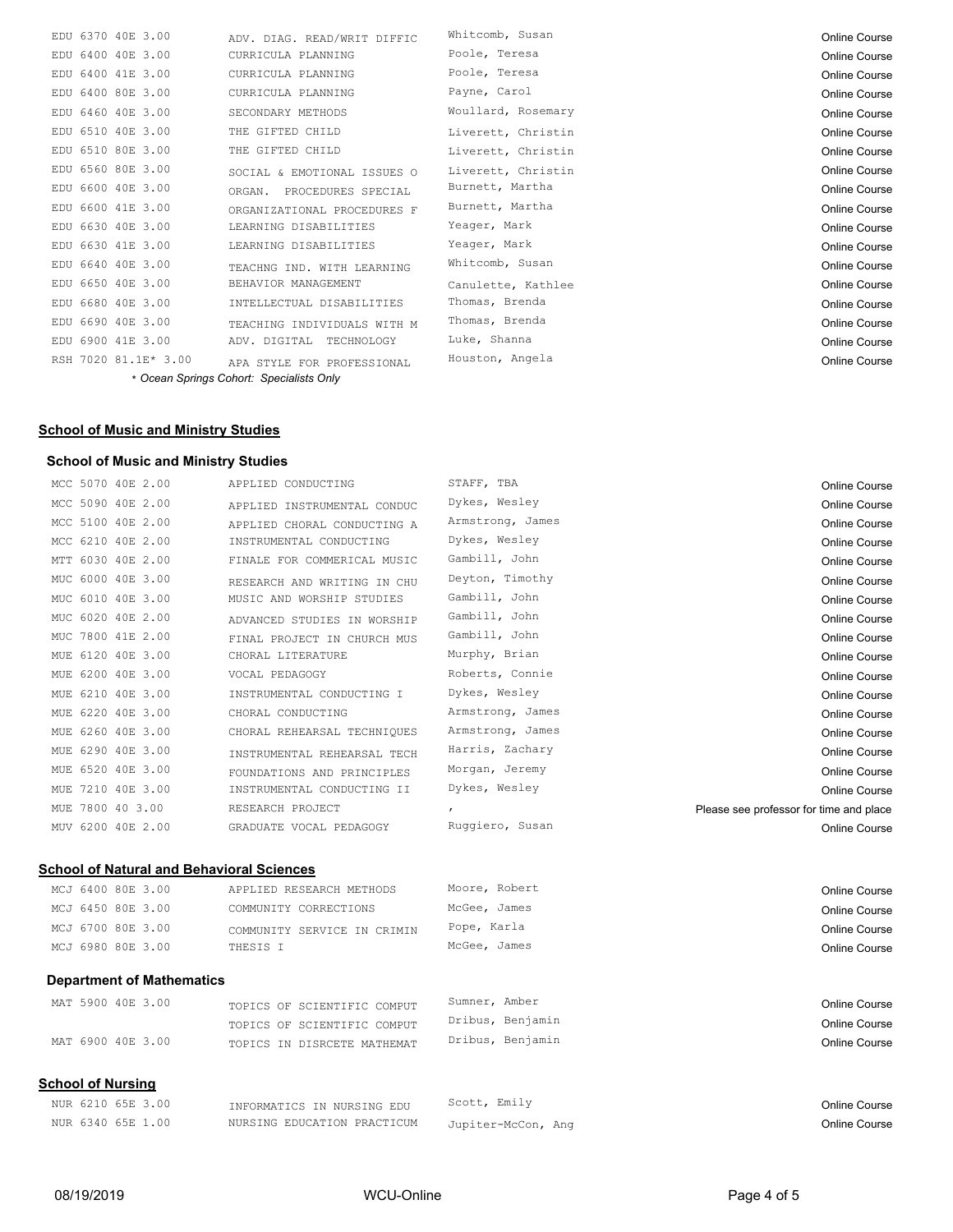| | | | |
|---|---|---|---|
| EDU 6370 40E 3.00 | ADV. DIAG. READ/WRIT DIFFIC | Whitcomb, Susan | Online Course |
| EDU 6400 40E 3.00 | CURRICULA PLANNING | Poole, Teresa | Online Course |
| EDU 6400 41E 3.00 | CURRICULA PLANNING | Poole, Teresa | Online Course |
| EDU 6400 80E 3.00 | CURRICULA PLANNING | Payne, Carol | Online Course |
| EDU 6460 40E 3.00 | SECONDARY METHODS | Woullard, Rosemary | Online Course |
| EDU 6510 40E 3.00 | THE GIFTED CHILD | Liverett, Christin | Online Course |
| EDU 6510 80E 3.00 | THE GIFTED CHILD | Liverett, Christin | Online Course |
| EDU 6560 80E 3.00 | SOCIAL & EMOTIONAL ISSUES O | Liverett, Christin | Online Course |
| EDU 6600 40E 3.00 | ORGAN. PROCEDURES SPECIAL | Burnett, Martha | Online Course |
| EDU 6600 41E 3.00 | ORGANIZATIONAL PROCEDURES F | Burnett, Martha | Online Course |
| EDU 6630 40E 3.00 | LEARNING DISABILITIES | Yeager, Mark | Online Course |
| EDU 6630 41E 3.00 | LEARNING DISABILITIES | Yeager, Mark | Online Course |
| EDU 6640 40E 3.00 | TEACHNG IND. WITH LEARNING | Whitcomb, Susan | Online Course |
| EDU 6650 40E 3.00 | BEHAVIOR MANAGEMENT | Canulette, Kathlee | Online Course |
| EDU 6680 40E 3.00 | INTELLECTUAL DISABILITIES | Thomas, Brenda | Online Course |
| EDU 6690 40E 3.00 | TEACHING INDIVIDUALS WITH M | Thomas, Brenda | Online Course |
| EDU 6900 41E 3.00 | ADV. DIGITAL TECHNOLOGY | Luke, Shanna | Online Course |
| RSH 7020 81.1E* 3.00 | APA STYLE FOR PROFESSIONAL | Houston, Angela | Online Course |

*\* Ocean Springs Cohort: Specialists Only*

## School of Music and Ministry Studies

### School of Music and Ministry Studies

| | | | |
|---|---|---|---|
| MCC 5070 40E 2.00 | APPLIED CONDUCTING | STAFF, TBA | Online Course |
| MCC 5090 40E 2.00 | APPLIED INSTRUMENTAL CONDUC | Dykes, Wesley | Online Course |
| MCC 5100 40E 2.00 | APPLIED CHORAL CONDUCTING A | Armstrong, James | Online Course |
| MCC 6210 40E 2.00 | INSTRUMENTAL CONDUCTING | Dykes, Wesley | Online Course |
| MTT 6030 40E 2.00 | FINALE FOR COMMERICAL MUSIC | Gambill, John | Online Course |
| MUC 6000 40E 3.00 | RESEARCH AND WRITING IN CHU | Deyton, Timothy | Online Course |
| MUC 6010 40E 3.00 | MUSIC AND WORSHIP STUDIES | Gambill, John | Online Course |
| MUC 6020 40E 2.00 | ADVANCED STUDIES IN WORSHIP | Gambill, John | Online Course |
| MUC 7800 41E 2.00 | FINAL PROJECT IN CHURCH MUS | Gambill, John | Online Course |
| MUE 6120 40E 3.00 | CHORAL LITERATURE | Murphy, Brian | Online Course |
| MUE 6200 40E 3.00 | VOCAL PEDAGOGY | Roberts, Connie | Online Course |
| MUE 6210 40E 3.00 | INSTRUMENTAL CONDUCTING I | Dykes, Wesley | Online Course |
| MUE 6220 40E 3.00 | CHORAL CONDUCTING | Armstrong, James | Online Course |
| MUE 6260 40E 3.00 | CHORAL REHEARSAL TECHNIQUES | Armstrong, James | Online Course |
| MUE 6290 40E 3.00 | INSTRUMENTAL REHEARSAL TECH | Harris, Zachary | Online Course |
| MUE 6520 40E 3.00 | FOUNDATIONS AND PRINCIPLES | Morgan, Jeremy | Online Course |
| MUE 7210 40E 3.00 | INSTRUMENTAL CONDUCTING II | Dykes, Wesley | Online Course |
| MUE 7800 40 3.00 | RESEARCH PROJECT | , | Please see professor for time and place |
| MUV 6200 40E 2.00 | GRADUATE VOCAL PEDAGOGY | Ruggiero, Susan | Online Course |

## School of Natural and Behavioral Sciences

| | | | |
|---|---|---|---|
| MCJ 6400 80E 3.00 | APPLIED RESEARCH METHODS | Moore, Robert | Online Course |
| MCJ 6450 80E 3.00 | COMMUNITY CORRECTIONS | McGee, James | Online Course |
| MCJ 6700 80E 3.00 | COMMUNITY SERVICE IN CRIMIN | Pope, Karla | Online Course |
| MCJ 6980 80E 3.00 | THESIS I | McGee, James | Online Course |

### Department of Mathematics

| | | | |
|---|---|---|---|
| MAT 5900 40E 3.00 | TOPICS OF SCIENTIFIC COMPUT | Sumner, Amber | Online Course |
| | TOPICS OF SCIENTIFIC COMPUT | Dribus, Benjamin | Online Course |
| MAT 6900 40E 3.00 | TOPICS IN DISRCETE MATHEMAT | Dribus, Benjamin | Online Course |

## School of Nursing

| | | | |
|---|---|---|---|
| NUR 6210 65E 3.00 | INFORMATICS IN NURSING EDU | Scott, Emily | Online Course |
| NUR 6340 65E 1.00 | NURSING EDUCATION PRACTICUM | Jupiter-McCon, Ang | Online Course |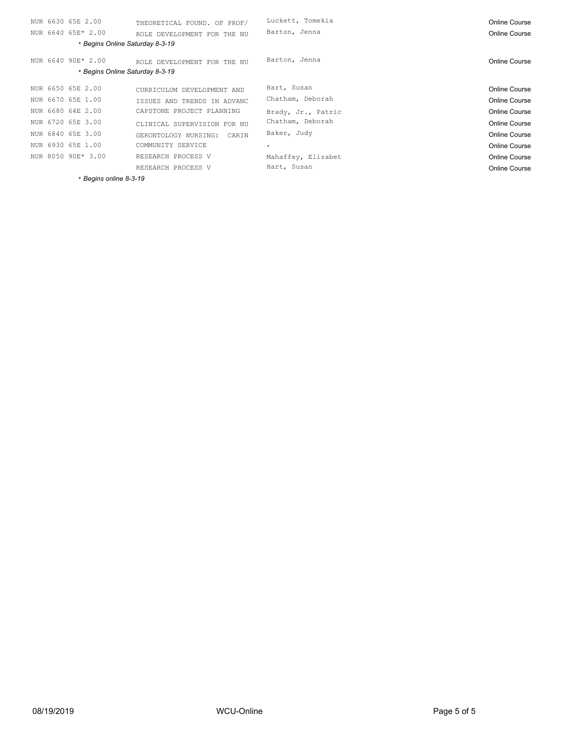| | | | |
|---|---|---|---|
| NUR 6630 65E 2.00 | THEORETICAL FOUND. OF PROF/ | Luckett, Tomekia | Online Course |
| NUR 6640 65E* 2.00 | ROLE DEVELOPMENT FOR THE NU | Barton, Jenna | Online Course |
| * *Begins Online Saturday 8-3-19* | | | |
| NUR 6640 90E* 2.00 | ROLE DEVELOPMENT FOR THE NU | Barton, Jenna | Online Course |
| * *Begins Online Saturday 8-3-19* | | | |
| NUR 6650 65E 2.00 | CURRICULUM DEVELOPMENT AND | Hart, Susan | Online Course |
| NUR 6670 65E 1.00 | ISSUES AND TRENDS IN ADVANC | Chatham, Deborah | Online Course |
| NUR 6680 64E 2.00 | CAPSTONE PROJECT PLANNING | Brady, Jr., Patric | Online Course |
| NUR 6720 65E 3.00 | CLINICAL SUPERVISION FOR NU | Chatham, Deborah | Online Course |
| NUR 6840 65E 3.00 | GERONTOLOGY NURSING: CARIN | Baker, Judy | Online Course |
| NUR 6930 65E 1.00 | COMMUNITY SERVICE | , | Online Course |
| NUR 8050 90E* 3.00 | RESEARCH PROCESS V | Mahaffey, Elizabet | Online Course |
| | RESEARCH PROCESS V | Hart, Susan | Online Course |
| * *Begins online 8-3-19* | | | |

08/19/2019 WCU-Online